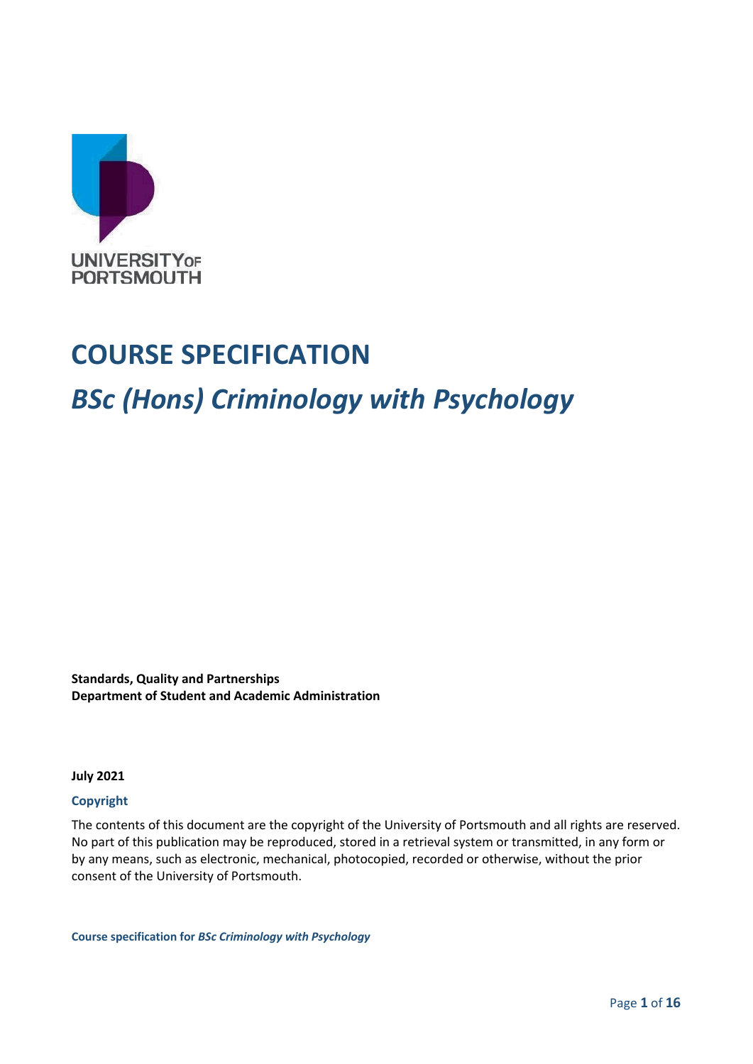UNIVERSITY OF PORTSMOUTH

# COURSE SPECIFICATION

## *BSc (Hons) Criminology with Psychology*

**Standards, Quality and Partnerships**
**Department of Student and Academic Administration**

**July 2021**

### Copyright

The contents of this document are the copyright of the University of Portsmouth and all rights are reserved. No part of this publication may be reproduced, stored in a retrieval system or transmitted, in any form or by any means, such as electronic, mechanical, photocopied, recorded or otherwise, without the prior consent of the University of Portsmouth.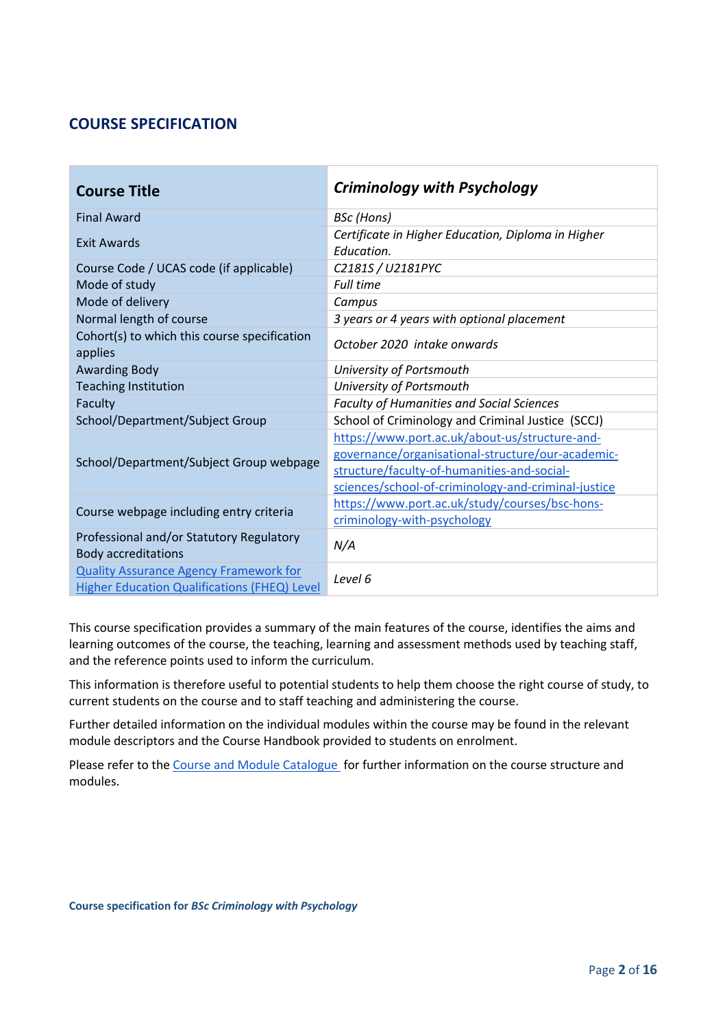## COURSE SPECIFICATION

| **Course Title** | ***Criminology with Psychology*** |
|---|---|
| Final Award | *BSc (Hons)* |
| Exit Awards | *Certificate in Higher Education, Diploma in Higher Education.* |
| Course Code / UCAS code (if applicable) | *C2181S / U2181PYC* |
| Mode of study | *Full time* |
| Mode of delivery | *Campus* |
| Normal length of course | *3 years or 4 years with optional placement* |
| Cohort(s) to which this course specification applies | *October 2020 intake onwards* |
| Awarding Body | *University of Portsmouth* |
| Teaching Institution | *University of Portsmouth* |
| Faculty | *Faculty of Humanities and Social Sciences* |
| School/Department/Subject Group | School of Criminology and Criminal Justice (SCCJ) |
| School/Department/Subject Group webpage | [https://www.port.ac.uk/about-us/structure-and-governance/organisational-structure/our-academic-structure/faculty-of-humanities-and-social-sciences/school-of-criminology-and-criminal-justice](https://www.port.ac.uk/about-us/structure-and-governance/organisational-structure/our-academic-structure/faculty-of-humanities-and-social-sciences/school-of-criminology-and-criminal-justice) |
| Course webpage including entry criteria | [https://www.port.ac.uk/study/courses/bsc-hons-criminology-with-psychology](https://www.port.ac.uk/study/courses/bsc-hons-criminology-with-psychology) |
| Professional and/or Statutory Regulatory Body accreditations | *N/A* |
| Quality Assurance Agency Framework for Higher Education Qualifications (FHEQ) Level | *Level 6* |

This course specification provides a summary of the main features of the course, identifies the aims and learning outcomes of the course, the teaching, learning and assessment methods used by teaching staff, and the reference points used to inform the curriculum.

This information is therefore useful to potential students to help them choose the right course of study, to current students on the course and to staff teaching and administering the course.

Further detailed information on the individual modules within the course may be found in the relevant module descriptors and the Course Handbook provided to students on enrolment.

Please refer to the Course and Module Catalogue for further information on the course structure and modules.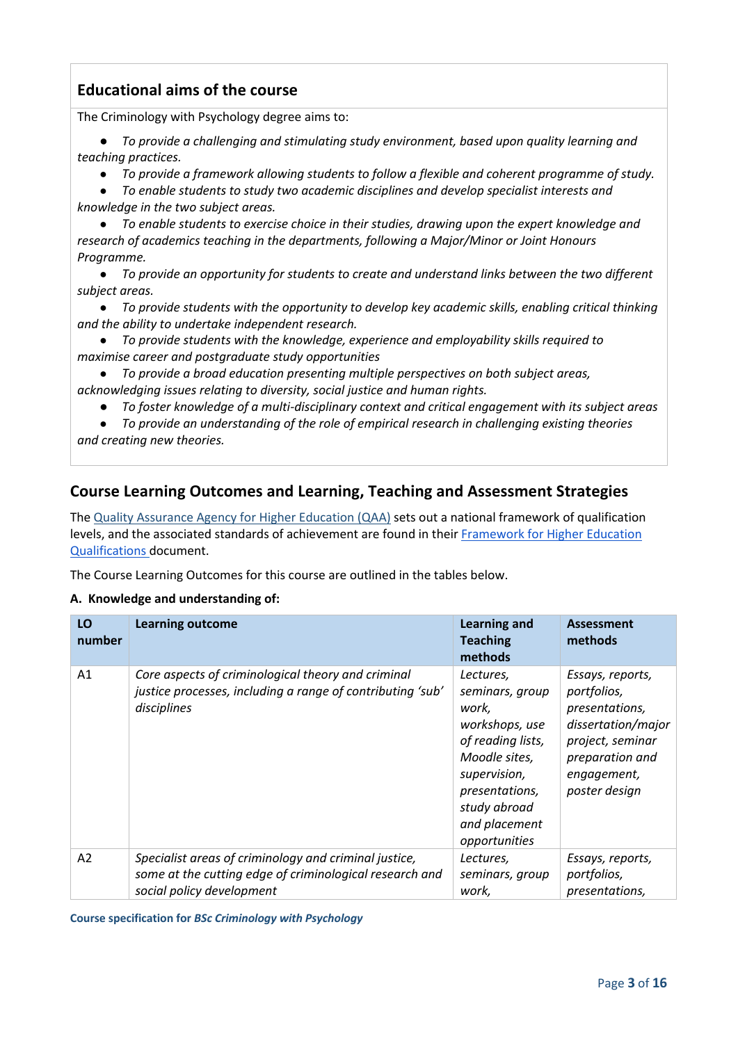## Educational aims of the course

The Criminology with Psychology degree aims to:

- *To provide a challenging and stimulating study environment, based upon quality learning and teaching practices.*
- *To provide a framework allowing students to follow a flexible and coherent programme of study.*
- *To enable students to study two academic disciplines and develop specialist interests and knowledge in the two subject areas.*
- *To enable students to exercise choice in their studies, drawing upon the expert knowledge and research of academics teaching in the departments, following a Major/Minor or Joint Honours Programme.*
- *To provide an opportunity for students to create and understand links between the two different subject areas.*
- *To provide students with the opportunity to develop key academic skills, enabling critical thinking and the ability to undertake independent research.*
- *To provide students with the knowledge, experience and employability skills required to maximise career and postgraduate study opportunities*
- *To provide a broad education presenting multiple perspectives on both subject areas, acknowledging issues relating to diversity, social justice and human rights.*
- *To foster knowledge of a multi-disciplinary context and critical engagement with its subject areas*
- *To provide an understanding of the role of empirical research in challenging existing theories and creating new theories.*

## Course Learning Outcomes and Learning, Teaching and Assessment Strategies

The Quality Assurance Agency for Higher Education (QAA) sets out a national framework of qualification levels, and the associated standards of achievement are found in their Framework for Higher Education Qualifications document.

The Course Learning Outcomes for this course are outlined in the tables below.

**A. Knowledge and understanding of:**

| LO number | Learning outcome | Learning and Teaching methods | Assessment methods |
|---|---|---|---|
| A1 | *Core aspects of criminological theory and criminal justice processes, including a range of contributing 'sub' disciplines* | *Lectures, seminars, group work, workshops, use of reading lists, Moodle sites, supervision, presentations, study abroad and placement opportunities* | *Essays, reports, portfolios, presentations, dissertation/major project, seminar preparation and engagement, poster design* |
| A2 | *Specialist areas of criminology and criminal justice, some at the cutting edge of criminological research and social policy development* | *Lectures, seminars, group work,* | *Essays, reports, portfolios, presentations,* |

**Course specification for *BSc Criminology with Psychology***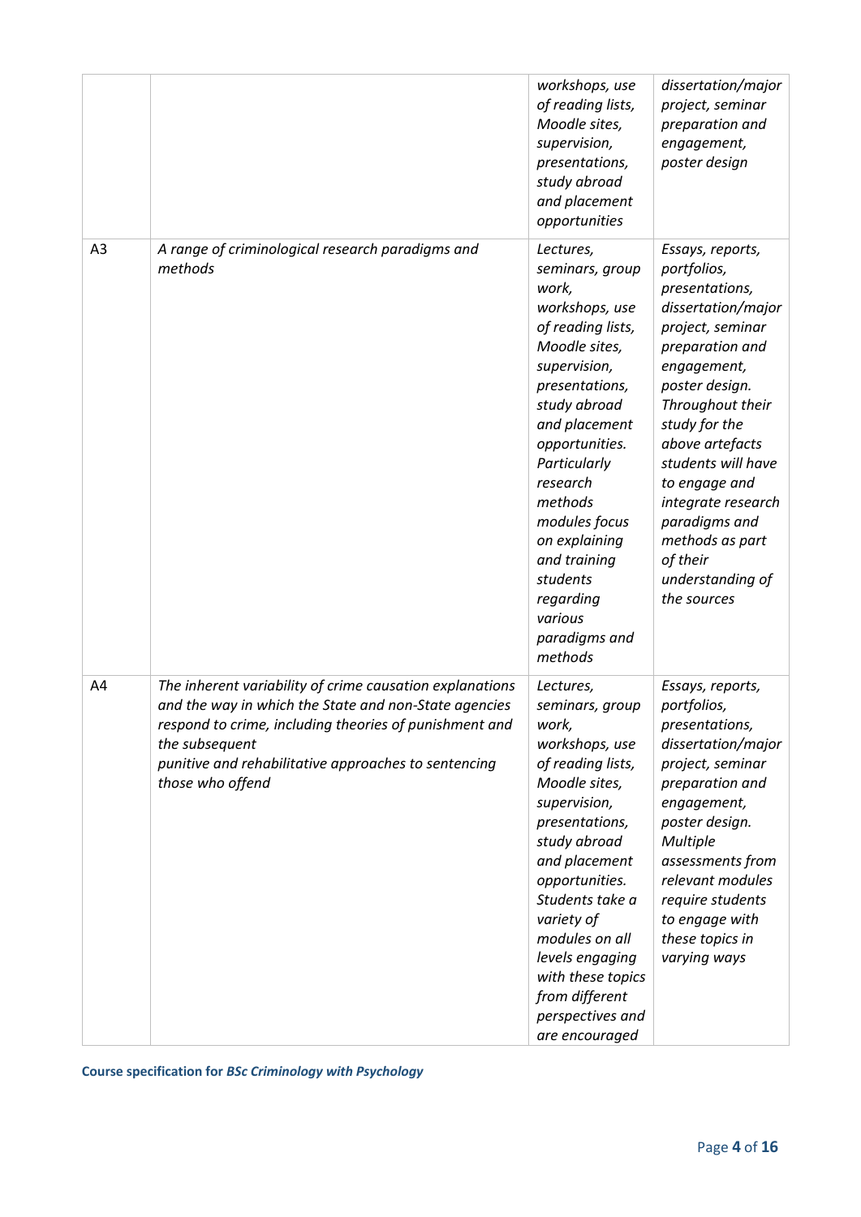| | | | |
|---|---|---|---|
| | | *workshops, use of reading lists, Moodle sites, supervision, presentations, study abroad and placement opportunities* | *dissertation/major project, seminar preparation and engagement, poster design* |
| A3 | *A range of criminological research paradigms and methods* | *Lectures, seminars, group work, workshops, use of reading lists, Moodle sites, supervision, presentations, study abroad and placement opportunities. Particularly research methods modules focus on explaining and training students regarding various paradigms and methods* | *Essays, reports, portfolios, presentations, dissertation/major project, seminar preparation and engagement, poster design. Throughout their study for the above artefacts students will have to engage and integrate research paradigms and methods as part of their understanding of the sources* |
| A4 | *The inherent variability of crime causation explanations and the way in which the State and non-State agencies respond to crime, including theories of punishment and the subsequent punitive and rehabilitative approaches to sentencing those who offend* | *Lectures, seminars, group work, workshops, use of reading lists, Moodle sites, supervision, presentations, study abroad and placement opportunities. Students take a variety of modules on all levels engaging with these topics from different perspectives and are encouraged* | *Essays, reports, portfolios, presentations, dissertation/major project, seminar preparation and engagement, poster design. Multiple assessments from relevant modules require students to engage with these topics in varying ways* |

**Course specification for *BSc Criminology with Psychology***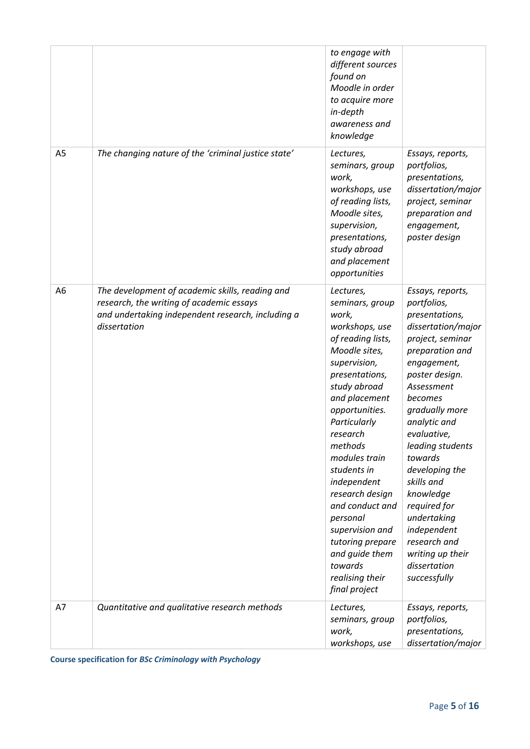| | | | |
|---|---|---|---|
| | | *to engage with different sources found on Moodle in order to acquire more in-depth awareness and knowledge* | |
| A5 | *The changing nature of the 'criminal justice state'* | *Lectures, seminars, group work, workshops, use of reading lists, Moodle sites, supervision, presentations, study abroad and placement opportunities* | *Essays, reports, portfolios, presentations, dissertation/major project, seminar preparation and engagement, poster design* |
| A6 | *The development of academic skills, reading and research, the writing of academic essays and undertaking independent research, including a dissertation* | *Lectures, seminars, group work, workshops, use of reading lists, Moodle sites, supervision, presentations, study abroad and placement opportunities. Particularly research methods modules train students in independent research design and conduct and personal supervision and tutoring prepare and guide them towards realising their final project* | *Essays, reports, portfolios, presentations, dissertation/major project, seminar preparation and engagement, poster design. Assessment becomes gradually more analytic and evaluative, leading students towards developing the skills and knowledge required for undertaking independent research and writing up their dissertation successfully* |
| A7 | *Quantitative and qualitative research methods* | *Lectures, seminars, group work, workshops, use* | *Essays, reports, portfolios, presentations, dissertation/major* |

**Course specification for *BSc Criminology with Psychology***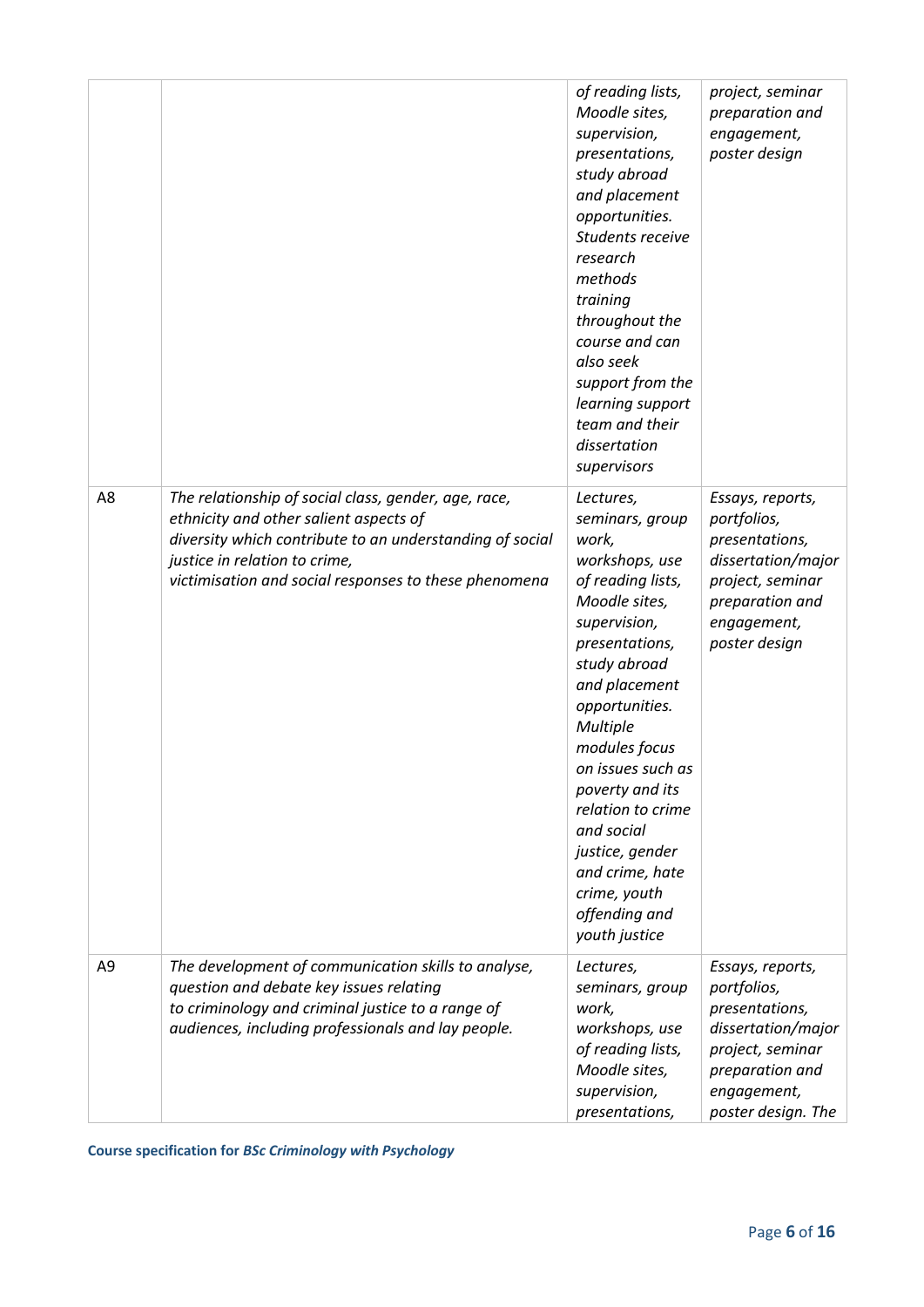|  |  |  |  |
|---|---|---|---|
|  |  | *of reading lists, Moodle sites, supervision, presentations, study abroad and placement opportunities. Students receive research methods training throughout the course and can also seek support from the learning support team and their dissertation supervisors* | *project, seminar preparation and engagement, poster design* |
| A8 | *The relationship of social class, gender, age, race, ethnicity and other salient aspects of diversity which contribute to an understanding of social justice in relation to crime, victimisation and social responses to these phenomena* | *Lectures, seminars, group work, workshops, use of reading lists, Moodle sites, supervision, presentations, study abroad and placement opportunities. Multiple modules focus on issues such as poverty and its relation to crime and social justice, gender and crime, hate crime, youth offending and youth justice* | *Essays, reports, portfolios, presentations, dissertation/major project, seminar preparation and engagement, poster design* |
| A9 | *The development of communication skills to analyse, question and debate key issues relating to criminology and criminal justice to a range of audiences, including professionals and lay people.* | *Lectures, seminars, group work, workshops, use of reading lists, Moodle sites, supervision, presentations,* | *Essays, reports, portfolios, presentations, dissertation/major project, seminar preparation and engagement, poster design. The* |

**Course specification for *BSc Criminology with Psychology***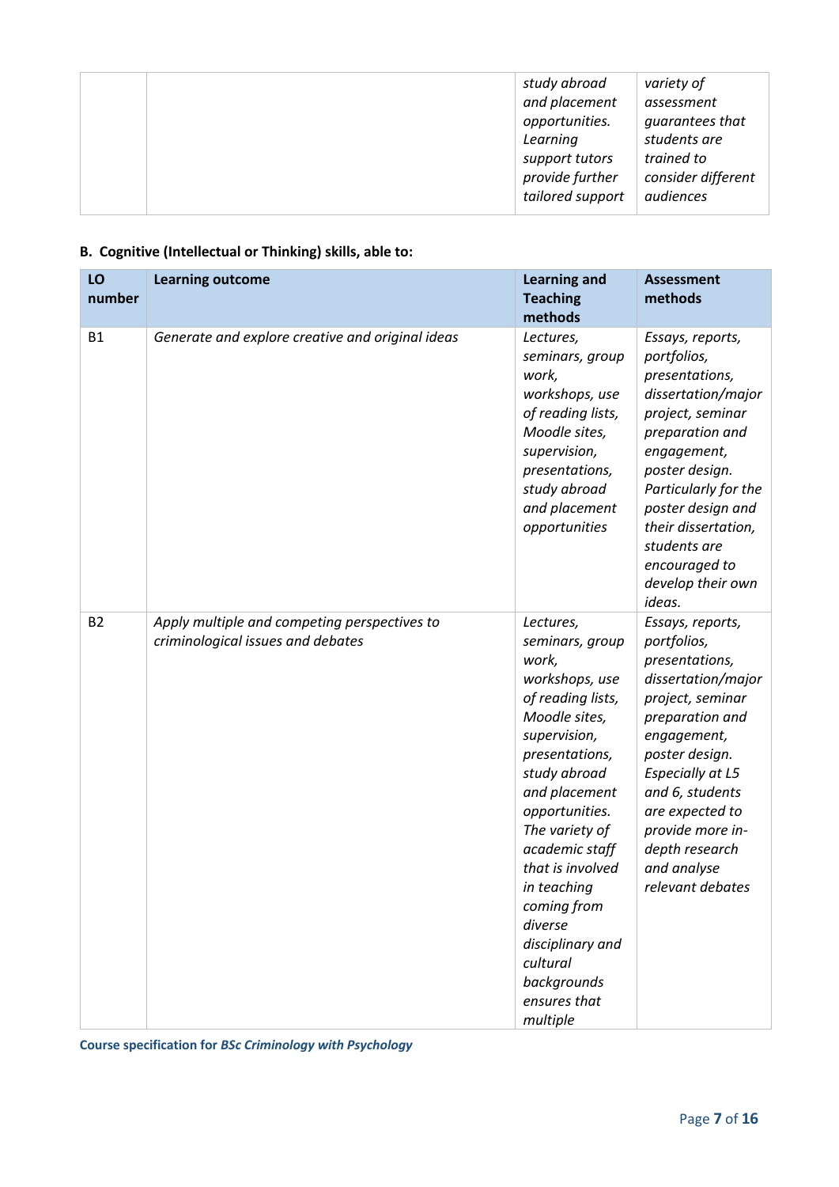| | | study abroad and placement opportunities. Learning support tutors provide further tailored support | variety of assessment guarantees that students are trained to consider different audiences |
|---|---|---|---|

**B. Cognitive (Intellectual or Thinking) skills, able to:**

| LO number | Learning outcome | Learning and Teaching methods | Assessment methods |
|---|---|---|---|
| B1 | *Generate and explore creative and original ideas* | *Lectures, seminars, group work, workshops, use of reading lists, Moodle sites, supervision, presentations, study abroad and placement opportunities* | *Essays, reports, portfolios, presentations, dissertation/major project, seminar preparation and engagement, poster design. Particularly for the poster design and their dissertation, students are encouraged to develop their own ideas.* |
| B2 | *Apply multiple and competing perspectives to criminological issues and debates* | *Lectures, seminars, group work, workshops, use of reading lists, Moodle sites, supervision, presentations, study abroad and placement opportunities. The variety of academic staff that is involved in teaching coming from diverse disciplinary and cultural backgrounds ensures that multiple* | *Essays, reports, portfolios, presentations, dissertation/major project, seminar preparation and engagement, poster design. Especially at L5 and 6, students are expected to provide more in-depth research and analyse relevant debates* |

**Course specification for *BSc Criminology with Psychology***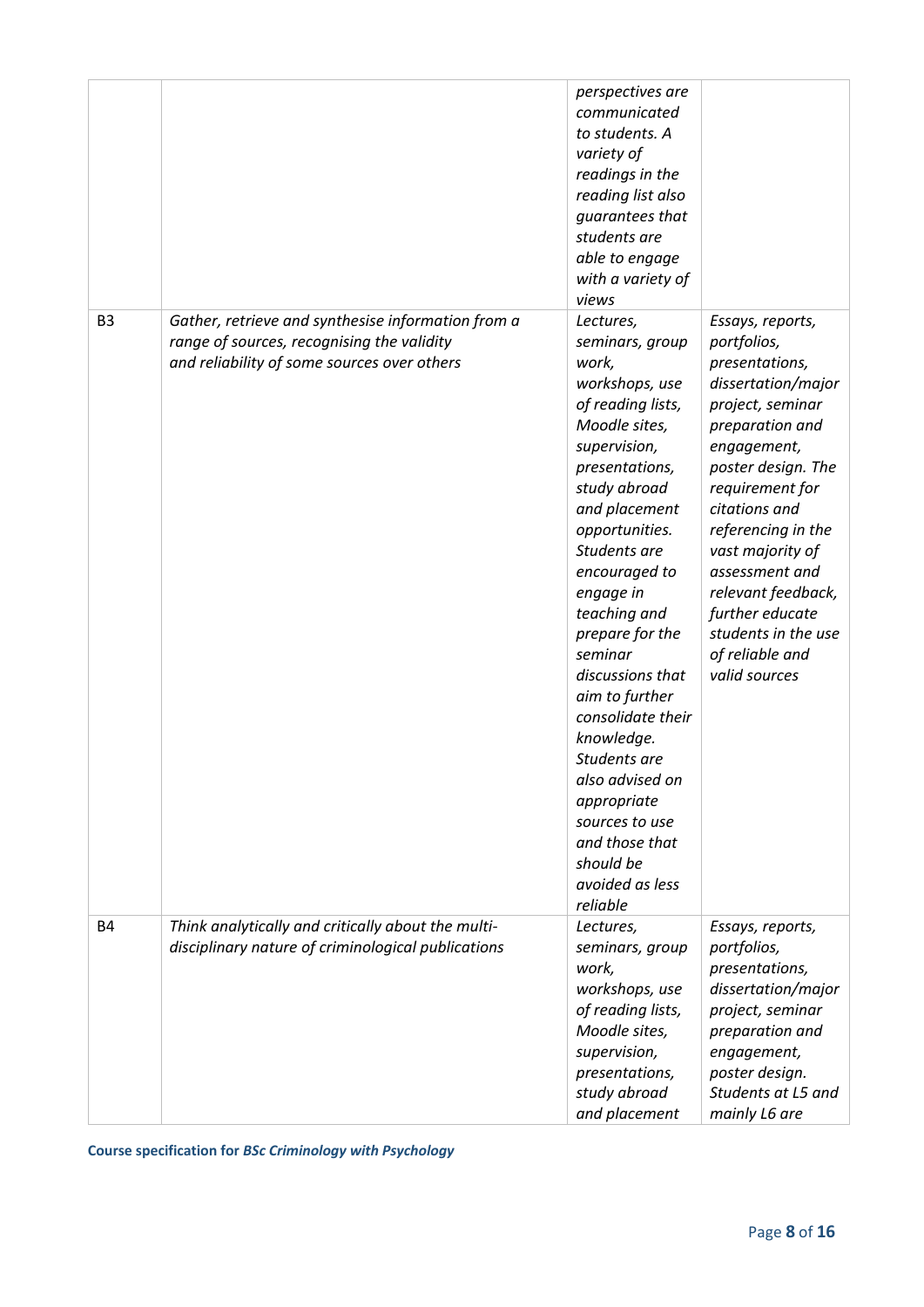| | | | |
|---|---|---|---|
| | | *perspectives are communicated to students. A variety of readings in the reading list also guarantees that students are able to engage with a variety of views* | |
| B3 | *Gather, retrieve and synthesise information from a range of sources, recognising the validity and reliability of some sources over others* | *Lectures, seminars, group work, workshops, use of reading lists, Moodle sites, supervision, presentations, study abroad and placement opportunities. Students are encouraged to engage in teaching and prepare for the seminar discussions that aim to further consolidate their knowledge. Students are also advised on appropriate sources to use and those that should be avoided as less reliable* | *Essays, reports, portfolios, presentations, dissertation/major project, seminar preparation and engagement, poster design. The requirement for citations and referencing in the vast majority of assessment and relevant feedback, further educate students in the use of reliable and valid sources* |
| B4 | *Think analytically and critically about the multi-disciplinary nature of criminological publications* | *Lectures, seminars, group work, workshops, use of reading lists, Moodle sites, supervision, presentations, study abroad and placement* | *Essays, reports, portfolios, presentations, dissertation/major project, seminar preparation and engagement, poster design. Students at L5 and mainly L6 are* |

**Course specification for *BSc Criminology with Psychology***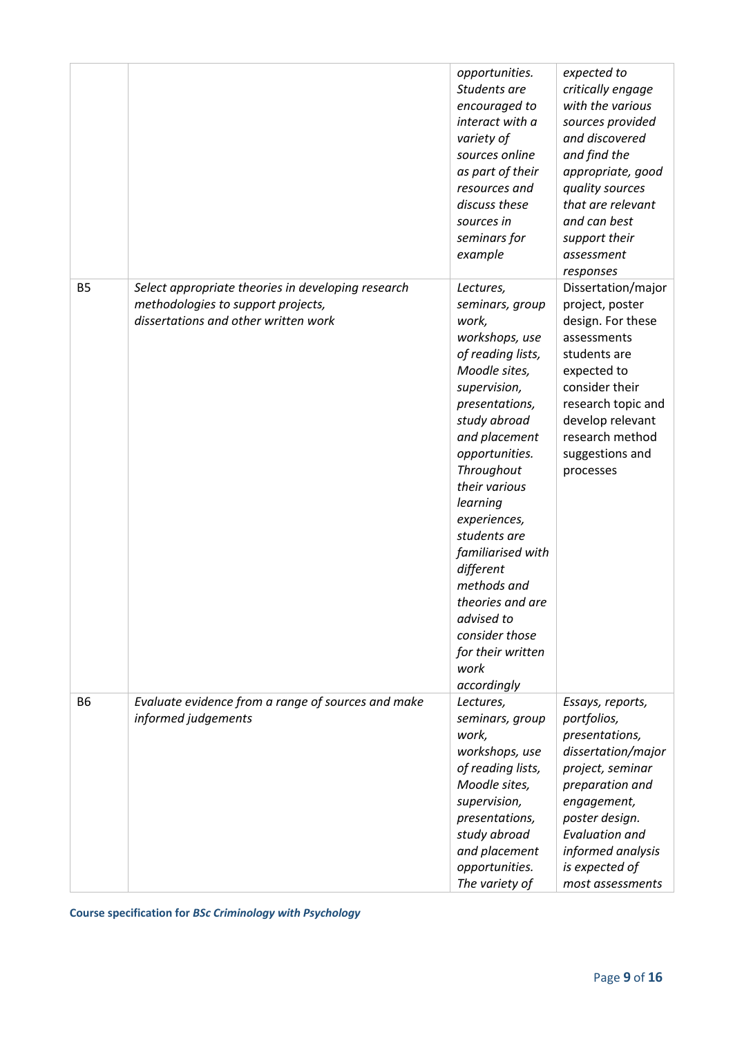| | | | |
|---|---|---|---|
| | | *opportunities. Students are encouraged to interact with a variety of sources online as part of their resources and discuss these sources in seminars for example* | *expected to critically engage with the various sources provided and discovered and find the appropriate, good quality sources that are relevant and can best support their assessment responses* |
| B5 | *Select appropriate theories in developing research methodologies to support projects, dissertations and other written work* | *Lectures, seminars, group work, workshops, use of reading lists, Moodle sites, supervision, presentations, study abroad and placement opportunities. Throughout their various learning experiences, students are familiarised with different methods and theories and are advised to consider those for their written work accordingly* | Dissertation/major project, poster design. For these assessments students are expected to consider their research topic and develop relevant research method suggestions and processes |
| B6 | *Evaluate evidence from a range of sources and make informed judgements* | *Lectures, seminars, group work, workshops, use of reading lists, Moodle sites, supervision, presentations, study abroad and placement opportunities. The variety of* | *Essays, reports, portfolios, presentations, dissertation/major project, seminar preparation and engagement, poster design. Evaluation and informed analysis is expected of most assessments* |

**Course specification for *BSc Criminology with Psychology***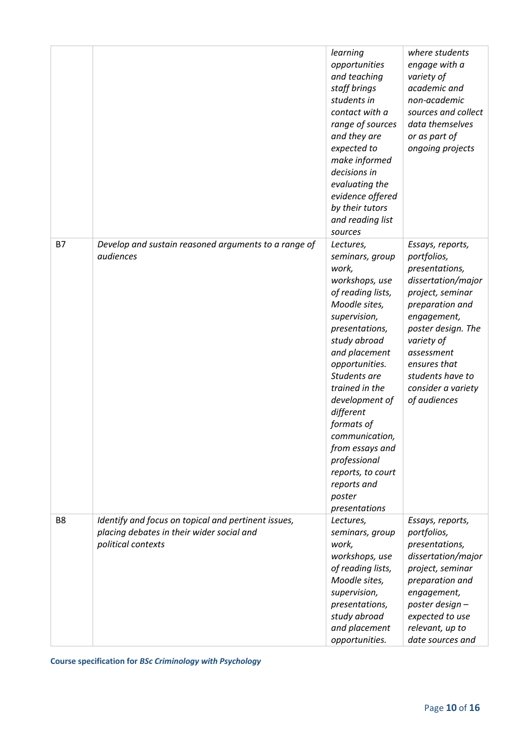| | | | |
|---|---|---|---|
| | | *learning opportunities and teaching staff brings students in contact with a range of sources and they are expected to make informed decisions in evaluating the evidence offered by their tutors and reading list sources* | *where students engage with a variety of academic and non-academic sources and collect data themselves or as part of ongoing projects* |
| B7 | *Develop and sustain reasoned arguments to a range of audiences* | *Lectures, seminars, group work, workshops, use of reading lists, Moodle sites, supervision, presentations, study abroad and placement opportunities. Students are trained in the development of different formats of communication, from essays and professional reports, to court reports and poster presentations* | *Essays, reports, portfolios, presentations, dissertation/major project, seminar preparation and engagement, poster design. The variety of assessment ensures that students have to consider a variety of audiences* |
| B8 | *Identify and focus on topical and pertinent issues, placing debates in their wider social and political contexts* | *Lectures, seminars, group work, workshops, use of reading lists, Moodle sites, supervision, presentations, study abroad and placement opportunities.* | *Essays, reports, portfolios, presentations, dissertation/major project, seminar preparation and engagement, poster design – expected to use relevant, up to date sources and* |

**Course specification for *BSc Criminology with Psychology***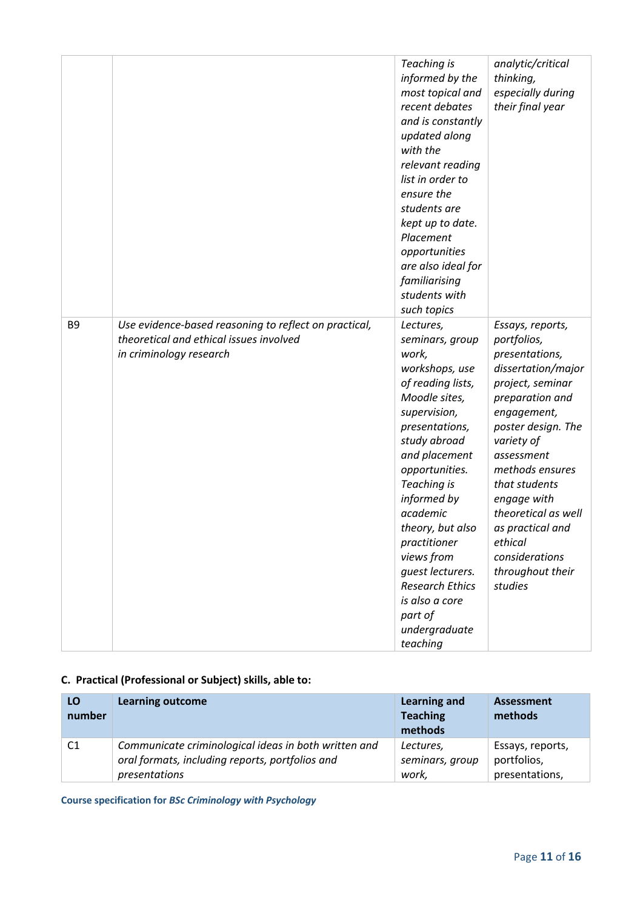| | | | |
|---|---|---|---|
| | | *Teaching is informed by the most topical and recent debates and is constantly updated along with the relevant reading list in order to ensure the students are kept up to date. Placement opportunities are also ideal for familiarising students with such topics* | *analytic/critical thinking, especially during their final year* |
| B9 | *Use evidence-based reasoning to reflect on practical, theoretical and ethical issues involved in criminology research* | *Lectures, seminars, group work, workshops, use of reading lists, Moodle sites, supervision, presentations, study abroad and placement opportunities. Teaching is informed by academic theory, but also practitioner views from guest lecturers. Research Ethics is also a core part of undergraduate teaching* | *Essays, reports, portfolios, presentations, dissertation/major project, seminar preparation and engagement, poster design. The variety of assessment methods ensures that students engage with theoretical as well as practical and ethical considerations throughout their studies* |

**C. Practical (Professional or Subject) skills, able to:**

| LO number | Learning outcome | Learning and Teaching methods | Assessment methods |
|---|---|---|---|
| C1 | *Communicate criminological ideas in both written and oral formats, including reports, portfolios and presentations* | *Lectures, seminars, group work,* | Essays, reports, portfolios, presentations, |

**Course specification for *BSc Criminology with Psychology***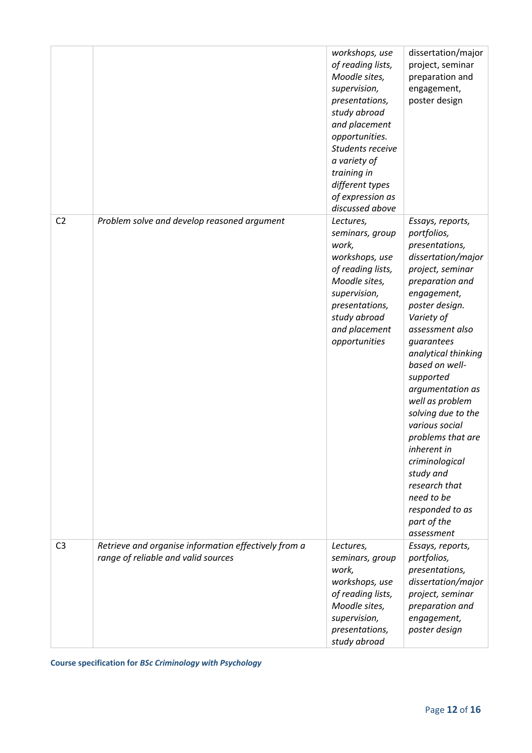| | | | |
|---|---|---|---|
| | | *workshops, use of reading lists, Moodle sites, supervision, presentations, study abroad and placement opportunities. Students receive a variety of training in different types of expression as discussed above* | dissertation/major project, seminar preparation and engagement, poster design |
| C2 | *Problem solve and develop reasoned argument* | *Lectures, seminars, group work, workshops, use of reading lists, Moodle sites, supervision, presentations, study abroad and placement opportunities* | *Essays, reports, portfolios, presentations, dissertation/major project, seminar preparation and engagement, poster design. Variety of assessment also guarantees analytical thinking based on well-supported argumentation as well as problem solving due to the various social problems that are inherent in criminological study and research that need to be responded to as part of the assessment* |
| C3 | *Retrieve and organise information effectively from a range of reliable and valid sources* | *Lectures, seminars, group work, workshops, use of reading lists, Moodle sites, supervision, presentations, study abroad* | *Essays, reports, portfolios, presentations, dissertation/major project, seminar preparation and engagement, poster design* |

**Course specification for *BSc Criminology with Psychology***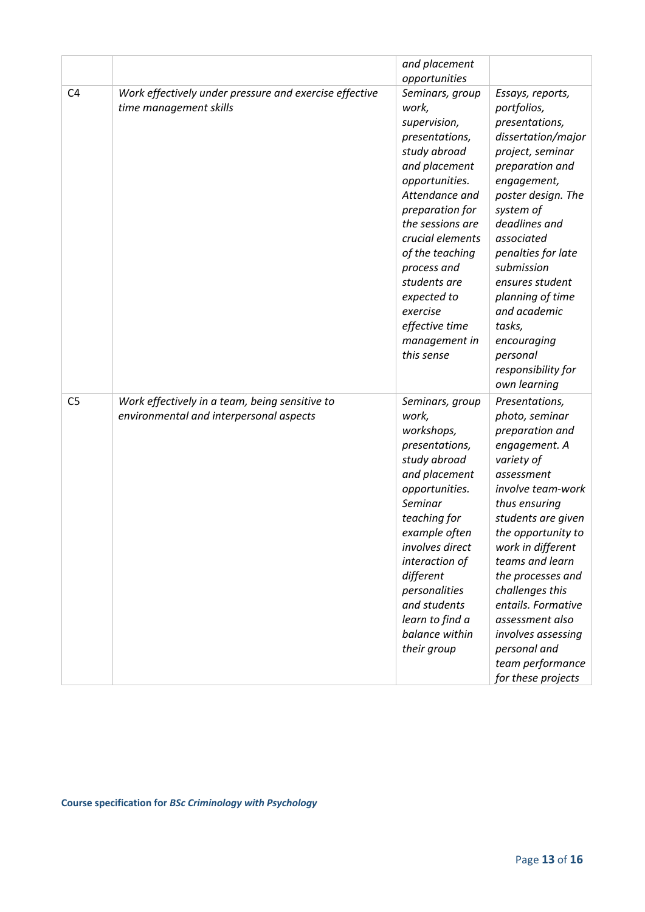| | | | |
|---|---|---|---|
| | | *and placement opportunities* | |
| C4 | *Work effectively under pressure and exercise effective time management skills* | *Seminars, group work, supervision, presentations, study abroad and placement opportunities. Attendance and preparation for the sessions are crucial elements of the teaching process and students are expected to exercise effective time management in this sense* | *Essays, reports, portfolios, presentations, dissertation/major project, seminar preparation and engagement, poster design. The system of deadlines and associated penalties for late submission ensures student planning of time and academic tasks, encouraging personal responsibility for own learning* |
| C5 | *Work effectively in a team, being sensitive to environmental and interpersonal aspects* | *Seminars, group work, workshops, presentations, study abroad and placement opportunities. Seminar teaching for example often involves direct interaction of different personalities and students learn to find a balance within their group* | *Presentations, photo, seminar preparation and engagement. A variety of assessment involve team-work thus ensuring students are given the opportunity to work in different teams and learn the processes and challenges this entails. Formative assessment also involves assessing personal and team performance for these projects* |

**Course specification for *BSc Criminology with Psychology***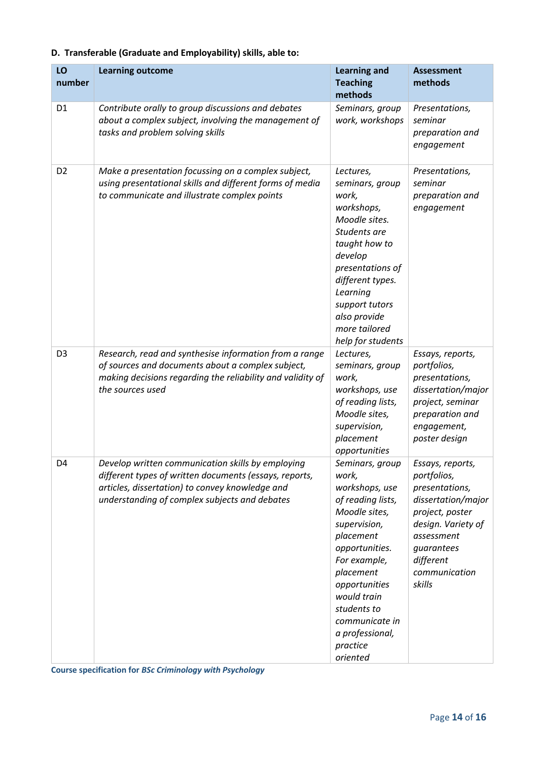**D. Transferable (Graduate and Employability) skills, able to:**

| LO number | Learning outcome | Learning and Teaching methods | Assessment methods |
|---|---|---|---|
| D1 | *Contribute orally to group discussions and debates about a complex subject, involving the management of tasks and problem solving skills* | *Seminars, group work, workshops* | *Presentations, seminar preparation and engagement* |
| D2 | *Make a presentation focussing on a complex subject, using presentational skills and different forms of media to communicate and illustrate complex points* | *Lectures, seminars, group work, workshops, Moodle sites. Students are taught how to develop presentations of different types. Learning support tutors also provide more tailored help for students* | *Presentations, seminar preparation and engagement* |
| D3 | *Research, read and synthesise information from a range of sources and documents about a complex subject, making decisions regarding the reliability and validity of the sources used* | *Lectures, seminars, group work, workshops, use of reading lists, Moodle sites, supervision, placement opportunities* | *Essays, reports, portfolios, presentations, dissertation/major project, seminar preparation and engagement, poster design* |
| D4 | *Develop written communication skills by employing different types of written documents (essays, reports, articles, dissertation) to convey knowledge and understanding of complex subjects and debates* | *Seminars, group work, workshops, use of reading lists, Moodle sites, supervision, placement opportunities. For example, placement opportunities would train students to communicate in a professional, practice oriented* | *Essays, reports, portfolios, presentations, dissertation/major project, poster design. Variety of assessment guarantees different communication skills* |

**Course specification for *BSc Criminology with Psychology***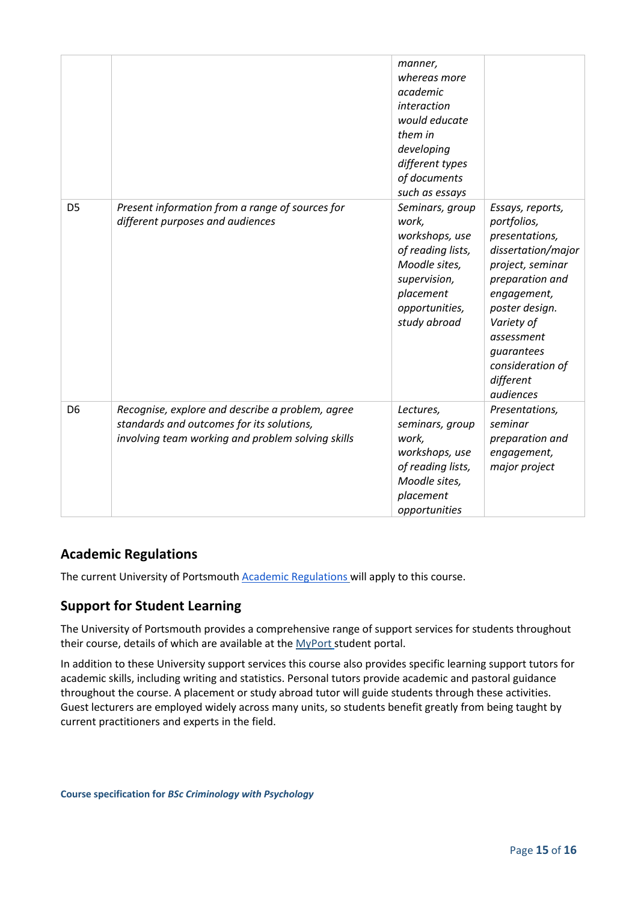| | | | |
|---|---|---|---|
| | | *manner, whereas more academic interaction would educate them in developing different types of documents such as essays* | |
| D5 | *Present information from a range of sources for different purposes and audiences* | *Seminars, group work, workshops, use of reading lists, Moodle sites, supervision, placement opportunities, study abroad* | *Essays, reports, portfolios, presentations, dissertation/major project, seminar preparation and engagement, poster design. Variety of assessment guarantees consideration of different audiences* |
| D6 | *Recognise, explore and describe a problem, agree standards and outcomes for its solutions, involving team working and problem solving skills* | *Lectures, seminars, group work, workshops, use of reading lists, Moodle sites, placement opportunities* | *Presentations, seminar preparation and engagement, major project* |

## Academic Regulations

The current University of Portsmouth [Academic Regulations](Academic Regulations) will apply to this course.

## Support for Student Learning

The University of Portsmouth provides a comprehensive range of support services for students throughout their course, details of which are available at the [MyPort](MyPort) student portal.

In addition to these University support services this course also provides specific learning support tutors for academic skills, including writing and statistics. Personal tutors provide academic and pastoral guidance throughout the course. A placement or study abroad tutor will guide students through these activities. Guest lecturers are employed widely across many units, so students benefit greatly from being taught by current practitioners and experts in the field.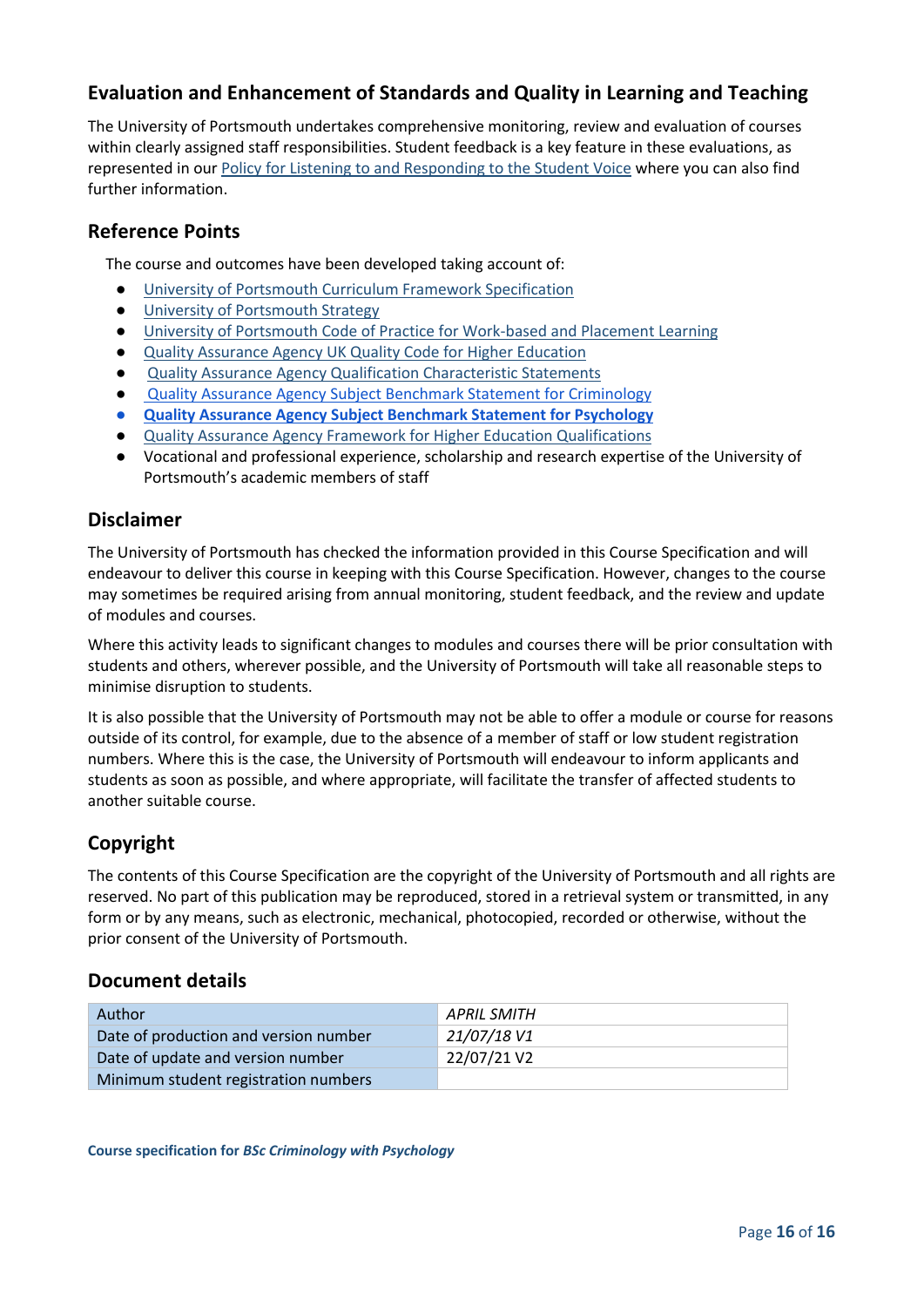## Evaluation and Enhancement of Standards and Quality in Learning and Teaching

The University of Portsmouth undertakes comprehensive monitoring, review and evaluation of courses within clearly assigned staff responsibilities. Student feedback is a key feature in these evaluations, as represented in our Policy for Listening to and Responding to the Student Voice where you can also find further information.

## Reference Points

The course and outcomes have been developed taking account of:

- University of Portsmouth Curriculum Framework Specification
- University of Portsmouth Strategy
- University of Portsmouth Code of Practice for Work-based and Placement Learning
- Quality Assurance Agency UK Quality Code for Higher Education
- Quality Assurance Agency Qualification Characteristic Statements
- Quality Assurance Agency Subject Benchmark Statement for Criminology
- **Quality Assurance Agency Subject Benchmark Statement for Psychology**
- Quality Assurance Agency Framework for Higher Education Qualifications
- Vocational and professional experience, scholarship and research expertise of the University of Portsmouth's academic members of staff

## Disclaimer

The University of Portsmouth has checked the information provided in this Course Specification and will endeavour to deliver this course in keeping with this Course Specification. However, changes to the course may sometimes be required arising from annual monitoring, student feedback, and the review and update of modules and courses.

Where this activity leads to significant changes to modules and courses there will be prior consultation with students and others, wherever possible, and the University of Portsmouth will take all reasonable steps to minimise disruption to students.

It is also possible that the University of Portsmouth may not be able to offer a module or course for reasons outside of its control, for example, due to the absence of a member of staff or low student registration numbers. Where this is the case, the University of Portsmouth will endeavour to inform applicants and students as soon as possible, and where appropriate, will facilitate the transfer of affected students to another suitable course.

## Copyright

The contents of this Course Specification are the copyright of the University of Portsmouth and all rights are reserved. No part of this publication may be reproduced, stored in a retrieval system or transmitted, in any form or by any means, such as electronic, mechanical, photocopied, recorded or otherwise, without the prior consent of the University of Portsmouth.

## Document details

| | |
|---|---|
| Author | *APRIL SMITH* |
| Date of production and version number | *21/07/18 V1* |
| Date of update and version number | 22/07/21 V2 |
| Minimum student registration numbers | |